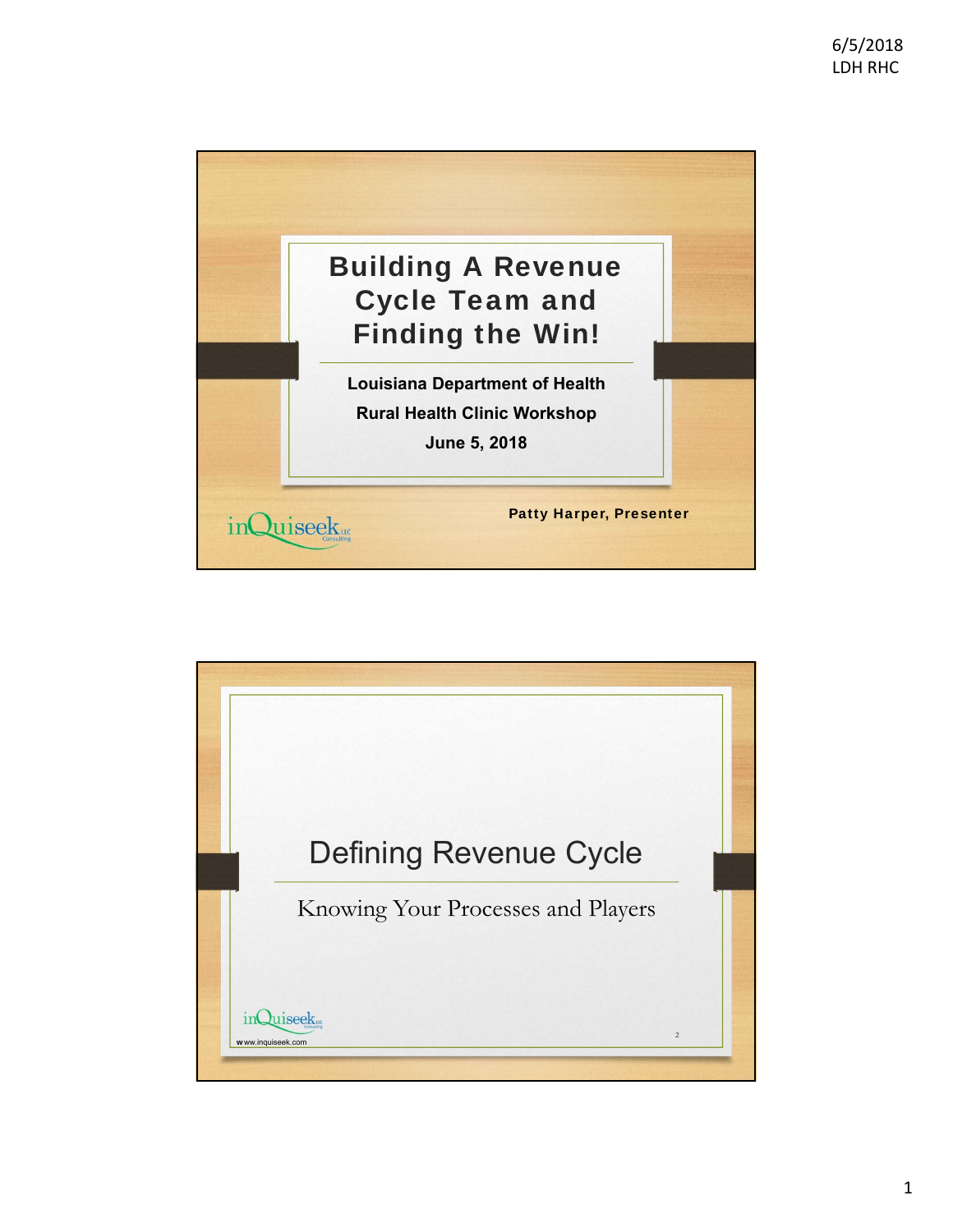# Building A Revenue Cycle Team and Finding the Win!

**Louisiana Department of Health**

**Rural Health Clinic Workshop**

**June 5, 2018**

**Patty Harper, Presenter**

inQuiseek LLC Consulting

## Defining Revenue Cycle

Knowing Your Processes and Players

inQuiseek LLC Consulting

www.inquiseek.com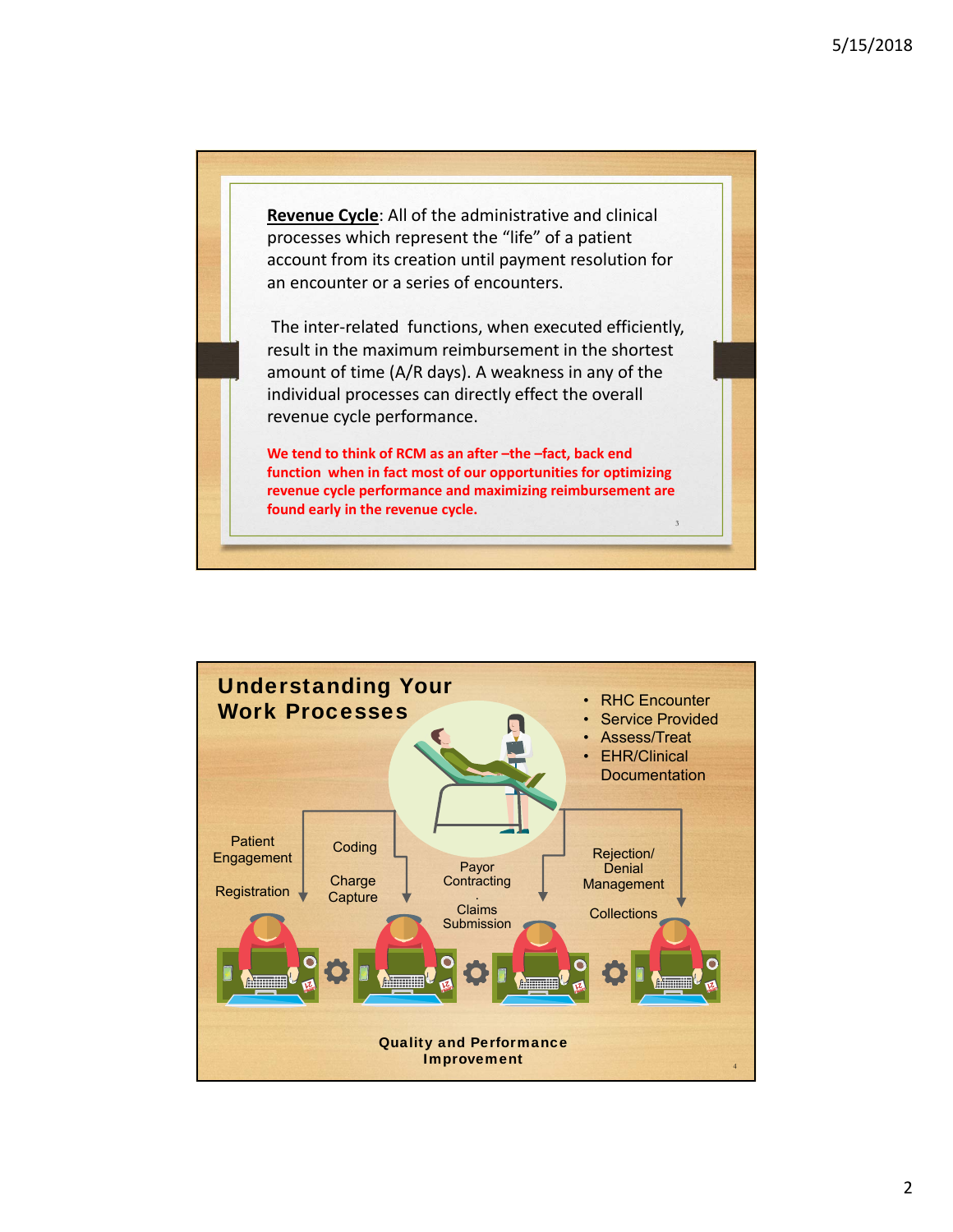**Revenue Cycle**: All of the administrative and clinical processes which represent the "life" of a patient account from its creation until payment resolution for an encounter or a series of encounters.

The inter-related functions, when executed efficiently, result in the maximum reimbursement in the shortest amount of time (A/R days). A weakness in any of the individual processes can directly effect the overall revenue cycle performance.

**We tend to think of RCM as an after –the –fact, back end function when in fact most of our opportunities for optimizing revenue cycle performance and maximizing reimbursement are found early in the revenue cycle.**

## Understanding Your Work Processes

- RHC Encounter
- Service Provided
- Assess/Treat
- EHR/Clinical Documentation

Patient Engagement

Registration

Coding

Charge Capture

Payor Contracting

Claims Submission

Rejection/ Denial Management

Collections

**Quality and Performance Improvement**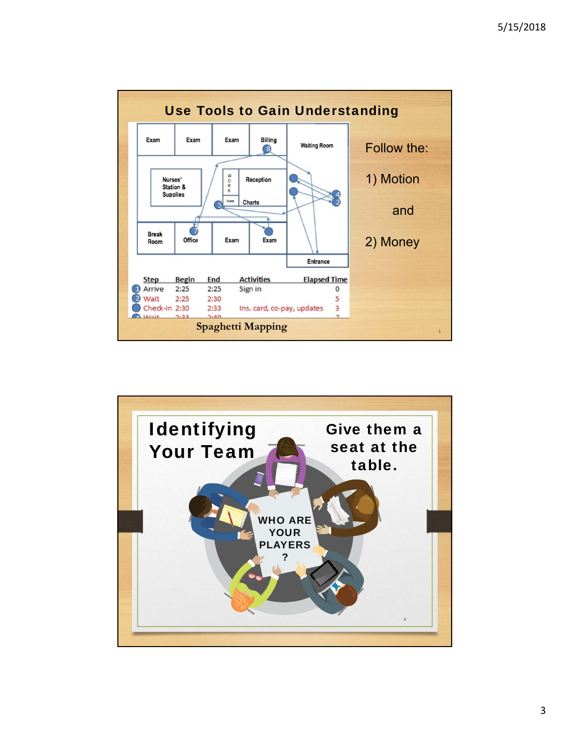## Use Tools to Gain Understanding

Exam | Exam | Exam | Billing | Waiting Room

Nurses' Station & Supplies | WORK | Reception | Charts

Break Room | Office | Exam | Exam | Entrance

| Step | Begin | End | Activities | Elapsed Time |
|---|---|---|---|---|
| 1 Arrive | 2:25 | 2:25 | Sign in | 0 |
| 2 Wait | 2:25 | 2:30 | | 5 |
| Check-in | 2:30 | 2:33 | Ins. card, co-pay, updates | 3 |
| 4 Wait | 2:33 | 2:40 | | 7 |

Spaghetti Mapping

Follow the:

1) Motion

and

2) Money

## Identifying Your Team

Give them a seat at the table.

WHO ARE YOUR PLAYERS?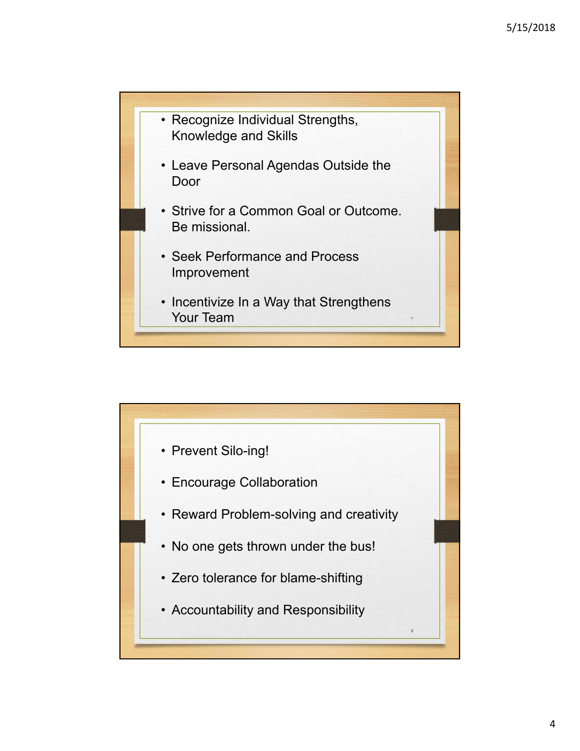- Recognize Individual Strengths, Knowledge and Skills
- Leave Personal Agendas Outside the Door
- Strive for a Common Goal or Outcome. Be missional.
- Seek Performance and Process Improvement
- Incentivize In a Way that Strengthens Your Team

---

- Prevent Silo-ing!
- Encourage Collaboration
- Reward Problem-solving and creativity
- No one gets thrown under the bus!
- Zero tolerance for blame-shifting
- Accountability and Responsibility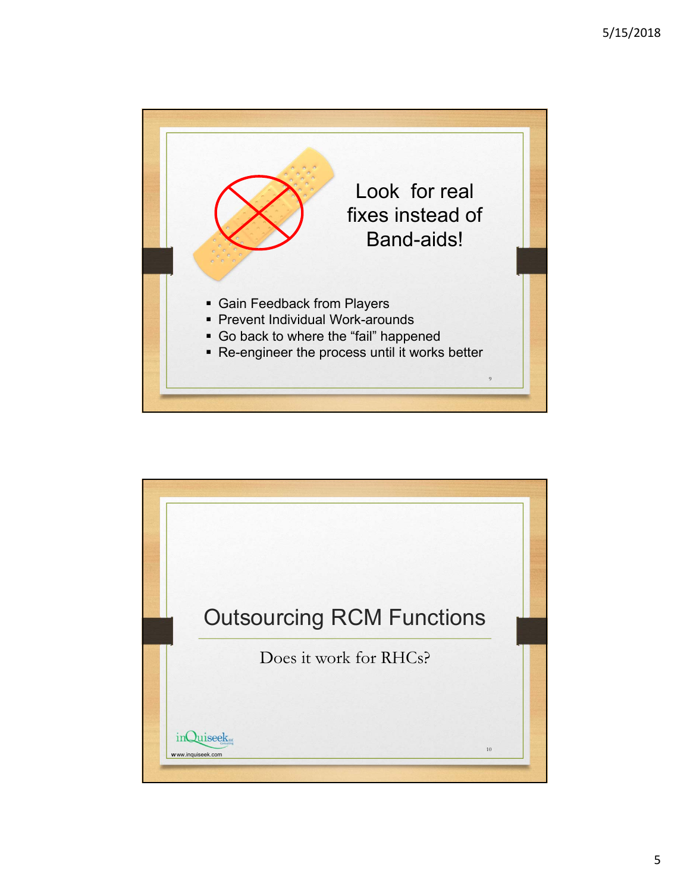## Look for real fixes instead of Band-aids!

- Gain Feedback from Players
- Prevent Individual Work-arounds
- Go back to where the "fail" happened
- Re-engineer the process until it works better

# Outsourcing RCM Functions

Does it work for RHCs?

inQuiseek LLC Consulting
www.inquiseek.com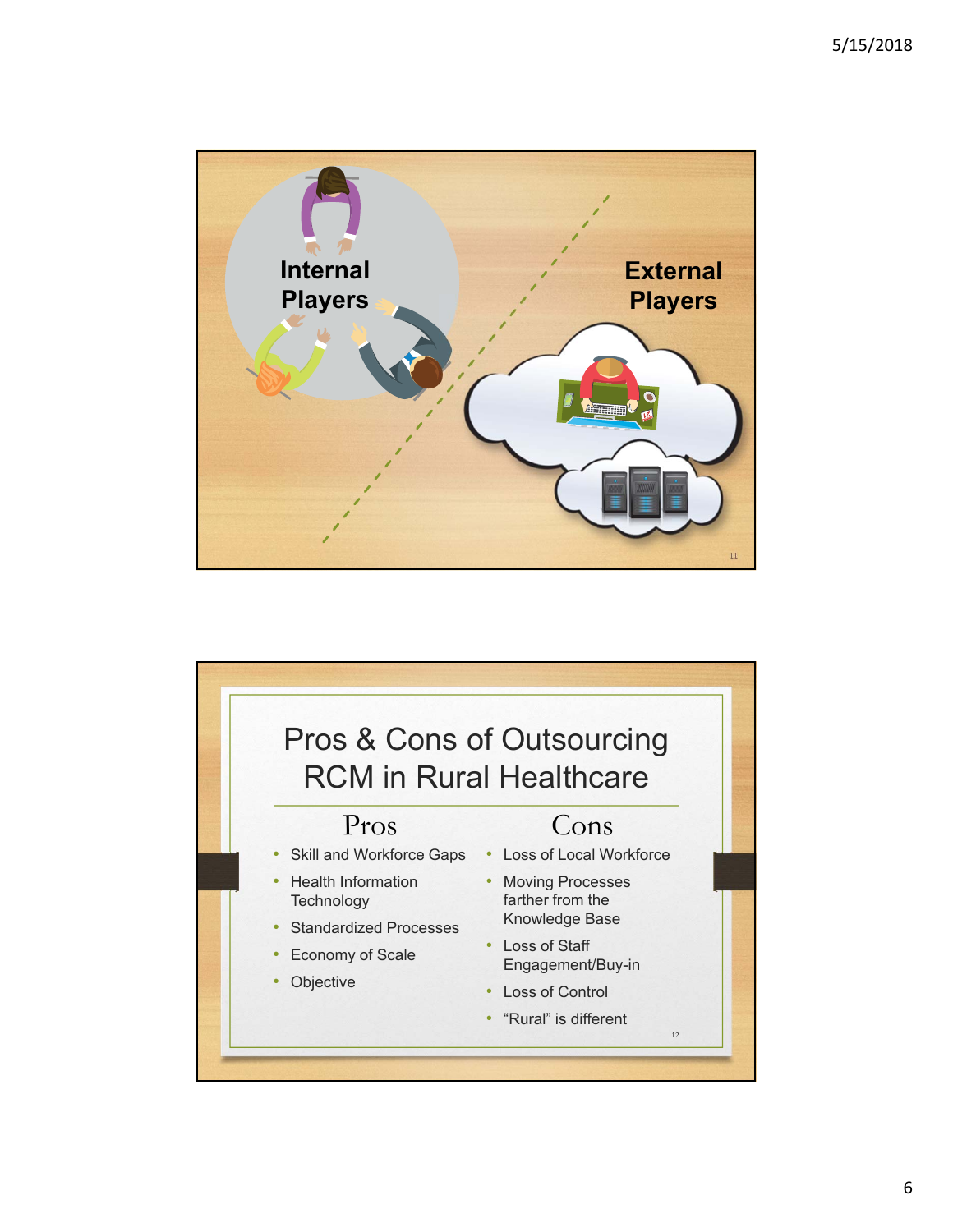Internal Players

External Players

# Pros & Cons of Outsourcing RCM in Rural Healthcare

## Pros

- Skill and Workforce Gaps
- Health Information Technology
- Standardized Processes
- Economy of Scale
- Objective

## Cons

- Loss of Local Workforce
- Moving Processes farther from the Knowledge Base
- Loss of Staff Engagement/Buy-in
- Loss of Control
- “Rural” is different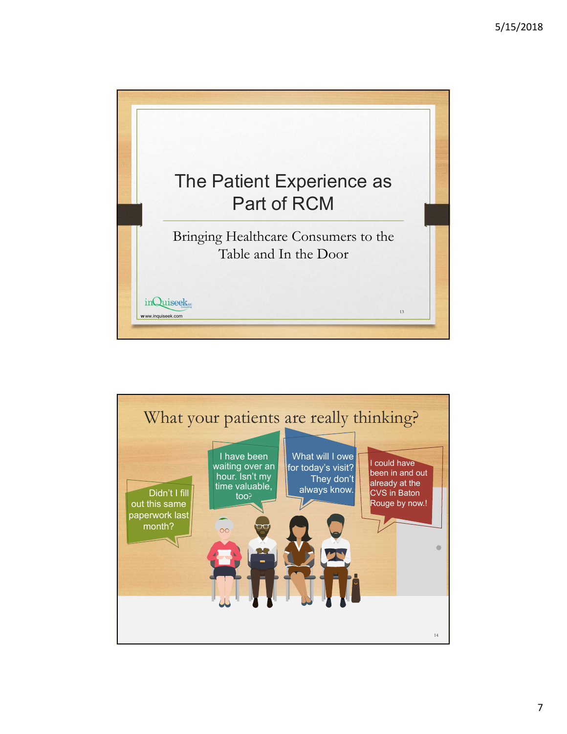# The Patient Experience as Part of RCM

Bringing Healthcare Consumers to the Table and In the Door

inQuiseek
www.inquiseek.com

---

## What your patients are really thinking?

Didn't I fill out this same paperwork last month?

I have been waiting over an hour. Isn't my time valuable, too?

What will I owe for today's visit? They don't always know.

I could have been in and out already at the CVS in Baton Rouge by now.!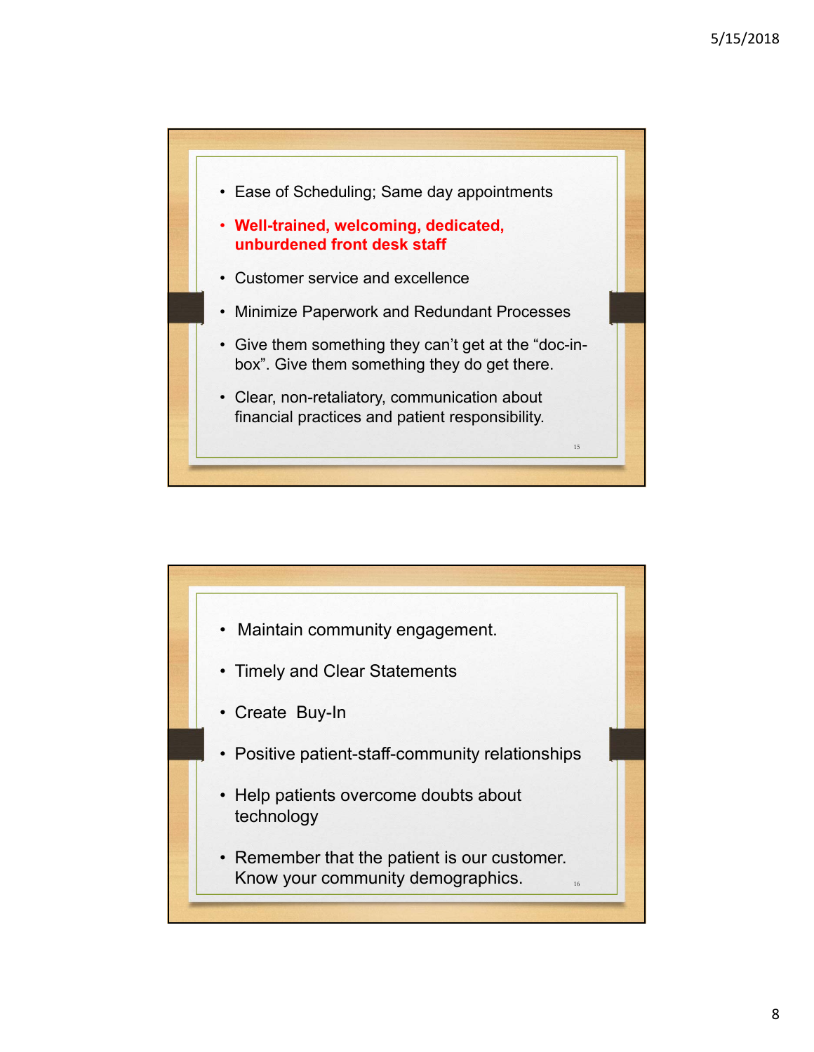- Ease of Scheduling; Same day appointments
- **Well-trained, welcoming, dedicated, unburdened front desk staff**
- Customer service and excellence
- Minimize Paperwork and Redundant Processes
- Give them something they can't get at the "doc-in-box". Give them something they do get there.
- Clear, non-retaliatory, communication about financial practices and patient responsibility.

---

- Maintain community engagement.
- Timely and Clear Statements
- Create Buy-In
- Positive patient-staff-community relationships
- Help patients overcome doubts about technology
- Remember that the patient is our customer. Know your community demographics.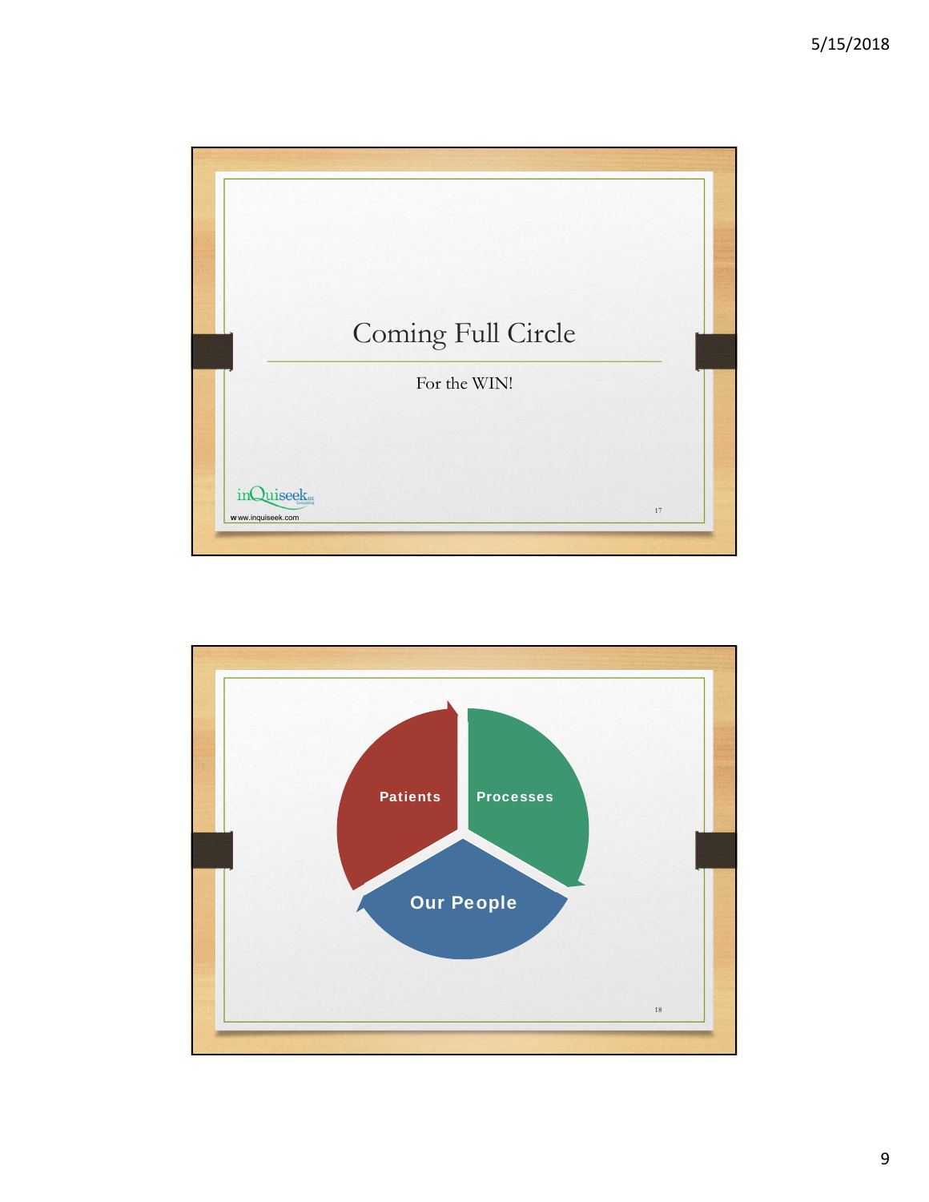# Coming Full Circle

For the WIN!

inQuiseek LLC Consulting
www.inquiseek.com

---

Patients

Processes

Our People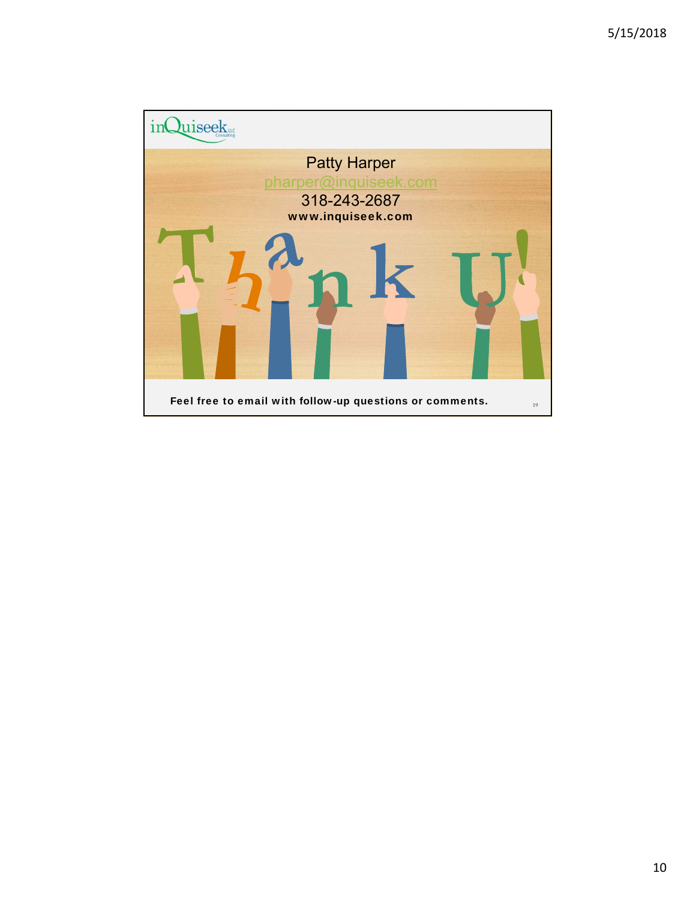inQuiseek LLC Consulting

Patty Harper

pharper@inquiseek.com

318-243-2687

**www.inquiseek.com**

Thank U!

**Feel free to email with follow-up questions or comments.**